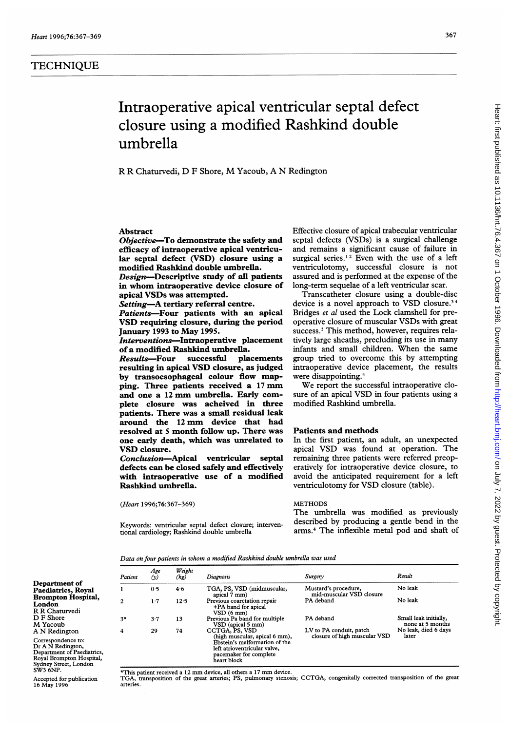## TECHNIQUE

# Intraoperative apical ventricular septal defect closure using a modified Rashkind double umbrella

R R Chaturvedi, D F Shore, M Yacoub, A N Redington

Department of Paediatrics, Royal Brompton Hospital, London
R R Chaturvedi
D F Shore
M Yacoub
A N Redington

Correspondence to:
Dr A N Redington,
Department of Paediatrics,
Royal Brompton Hospital,
Sydney Street, London
SW3 6NP.

Accepted for publication 16 May 1996

### Abstract

***Objective*—To demonstrate the safety and efficacy of intraoperative apical ventricular septal defect (VSD) closure using a modified Rashkind double umbrella.**

***Design*—Descriptive study of all patients in whom intraoperative device closure of apical VSDs was attempted.**

***Setting*—A tertiary referral centre.**

***Patients*—Four patients with an apical VSD requiring closure, during the period January 1993 to May 1995.**

***Interventions*—Intraoperative placement of a modified Rashkind umbrella.**

***Results*—Four successful placements resulting in apical VSD closure, as judged by transoesophageal colour flow mapping. Three patients received a 17 mm and one a 12 mm umbrella. Early complete closure was acheived in three patients. There was a small residual leak around the 12 mm device that had resolved at 5 month follow up. There was one early death, which was unrelated to VSD closure.**

***Conclusion*—Apical ventricular septal defects can be closed safely and effectively with intraoperative use of a modified Rashkind umbrella.**

(*Heart* 1996;76:367–369)

Keywords: ventricular septal defect closure; interventional cardiology; Rashkind double umbrella

Effective closure of apical trabecular ventricular septal defects (VSDs) is a surgical challenge and remains a significant cause of failure in surgical series.[1,2] Even with the use of a left ventriculotomy, successful closure is not assured and is performed at the expense of the long-term sequelae of a left ventricular scar.

Transcatheter closure using a double-disc device is a novel approach to VSD closure.[3,4] Bridges *et al* used the Lock clamshell for preoperative closure of muscular VSDs with great success.[3] This method, however, requires relatively large sheaths, precluding its use in many infants and small children. When the same group tried to overcome this by attempting intraoperative device placement, the results were disappointing.[5]

We report the successful intraoperative closure of an apical VSD in four patients using a modified Rashkind umbrella.

## Patients and methods

In the first patient, an adult, an unexpected apical VSD was found at operation. The remaining three patients were referred preoperatively for intraoperative device closure, to avoid the anticipated requirement for a left ventriculotomy for VSD closure (table).

### METHODS

The umbrella was modified as previously described by producing a gentle bend in the arms.[4] The inflexible metal pod and shaft of

*Data on four patients in whom a modified Rashkind double umbrella was used*

| Patient | Age (y) | Weight (kg) | Diagnosis | Surgery | Result |
|---|---|---|---|---|---|
| 1 | 0·5 | 4·6 | TGA, PS, VSD (midmuscular, apical 7 mm) | Mustard's procedure, mid-muscular VSD closure | No leak |
| 2 | 1·7 | 12·5 | Previous coarctation repair +PA band for apical VSD (6 mm) | PA deband | No leak |
| 3* | 3·7 | 13 | Previous Pa band for multiple VSD (apical 5 mm) | PA deband | Small leak initially, none at 5 months |
| 4 | 29 | 74 | CCTGA, PS, VSD (high muscular, apical 6 mm), Ebstein's malformation of the left atrioventricular valve, pacemaker for complete heart block | LV to PA conduit, patch closure of high muscular VSD | No leak, died 6 days later |

*This patient received a 12 mm device, all others a 17 mm device.
TGA, transposition of the great arteries; PS, pulmonary stenosis; CCTGA, congenitally corrected transposition of the great arteries.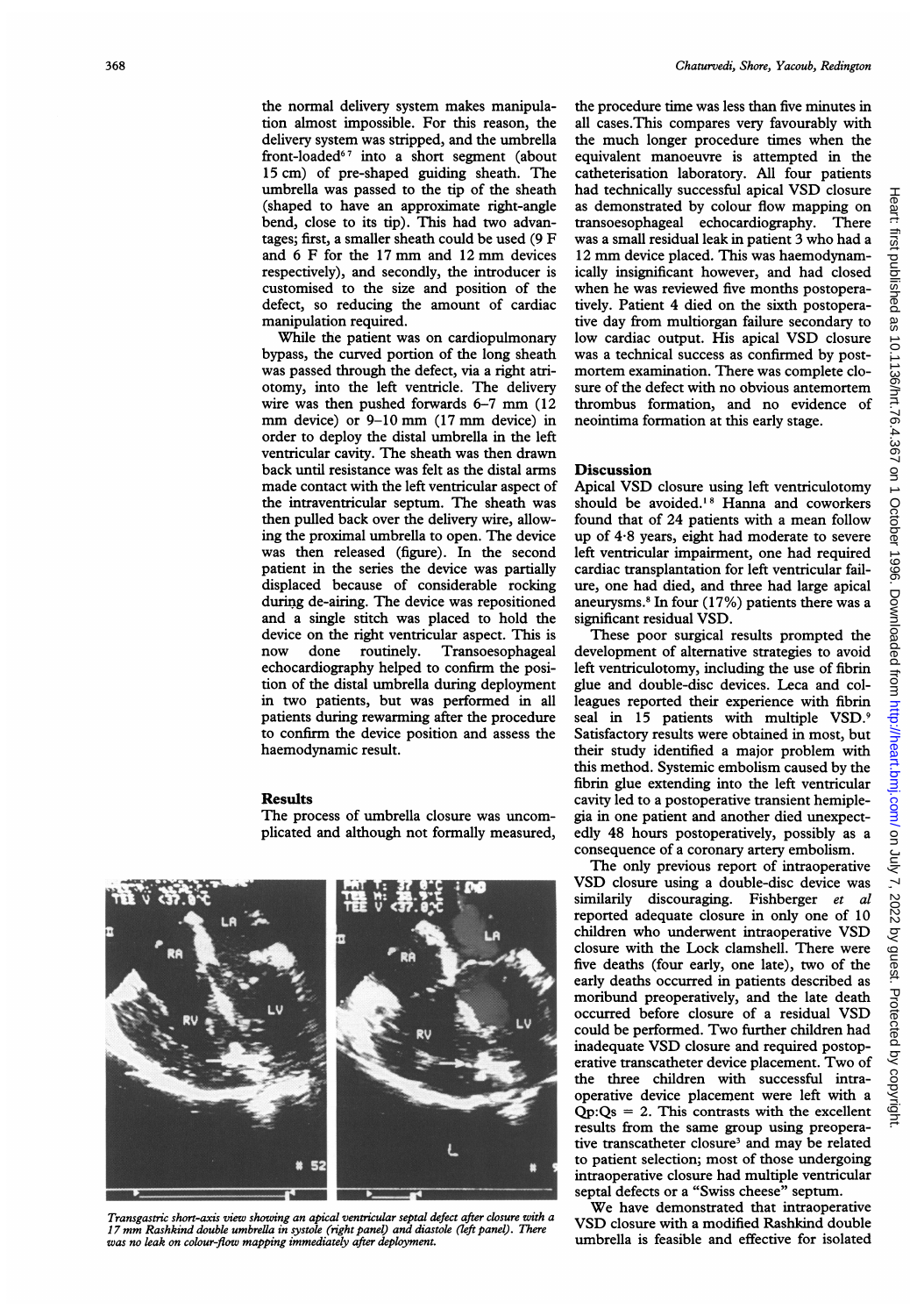the normal delivery system makes manipulation almost impossible. For this reason, the delivery system was stripped, and the umbrella front-loaded[6 7] into a short segment (about 15 cm) of pre-shaped guiding sheath. The umbrella was passed to the tip of the sheath (shaped to have an approximate right-angle bend, close to its tip). This had two advantages; first, a smaller sheath could be used (9 F and 6 F for the 17 mm and 12 mm devices respectively), and secondly, the introducer is customised to the size and position of the defect, so reducing the amount of cardiac manipulation required.

While the patient was on cardiopulmonary bypass, the curved portion of the long sheath was passed through the defect, via a right atriotomy, into the left ventricle. The delivery wire was then pushed forwards 6–7 mm (12 mm device) or 9–10 mm (17 mm device) in order to deploy the distal umbrella in the left ventricular cavity. The sheath was then drawn back until resistance was felt as the distal arms made contact with the left ventricular aspect of the intraventricular septum. The sheath was then pulled back over the delivery wire, allowing the proximal umbrella to open. The device was then released (figure). In the second patient in the series the device was partially displaced because of considerable rocking during de-airing. The device was repositioned and a single stitch was placed to hold the device on the right ventricular aspect. This is now done routinely. Transoesophageal echocardiography helped to confirm the position of the distal umbrella during deployment in two patients, but was performed in all patients during rewarming after the procedure to confirm the device position and assess the haemodynamic result.

## Results

The process of umbrella closure was uncomplicated and although not formally measured, the procedure time was less than five minutes in all cases. This compares very favourably with the much longer procedure times when the equivalent manoeuvre is attempted in the catheterisation laboratory. All four patients had technically successful apical VSD closure as demonstrated by colour flow mapping on transoesophageal echocardiography. There was a small residual leak in patient 3 who had a 12 mm device placed. This was haemodynamically insignificant however, and had closed when he was reviewed five months postoperatively. Patient 4 died on the sixth postoperative day from multiorgan failure secondary to low cardiac output. His apical VSD closure was a technical success as confirmed by postmortem examination. There was complete closure of the defect with no obvious antemortem thrombus formation, and no evidence of neointima formation at this early stage.

*Transgastric short-axis view showing an apical ventricular septal defect after closure with a 17 mm Rashkind double umbrella in systole (right panel) and diastole (left panel). There was no leak on colour-flow mapping immediately after deployment.*

## Discussion

Apical VSD closure using left ventriculotomy should be avoided.[1 8] Hanna and coworkers found that of 24 patients with a mean follow up of 4·8 years, eight had moderate to severe left ventricular impairment, one had required cardiac transplantation for left ventricular failure, one had died, and three had large apical aneurysms.[8] In four (17%) patients there was a significant residual VSD.

These poor surgical results prompted the development of alternative strategies to avoid left ventriculotomy, including the use of fibrin glue and double-disc devices. Leca and colleagues reported their experience with fibrin seal in 15 patients with multiple VSD.[9] Satisfactory results were obtained in most, but their study identified a major problem with this method. Systemic embolism caused by the fibrin glue extending into the left ventricular cavity led to a postoperative transient hemiplegia in one patient and another died unexpectedly 48 hours postoperatively, possibly as a consequence of a coronary artery embolism.

The only previous report of intraoperative VSD closure using a double-disc device was similarly discouraging. Fishberger *et al* reported adequate closure in only one of 10 children who underwent intraoperative VSD closure with the Lock clamshell. There were five deaths (four early, one late), two of the early deaths occurred in patients described as moribund preoperatively, and the late death occurred before closure of a residual VSD could be performed. Two further children had inadequate VSD closure and required postoperative transcatheter device placement. Two of the three children with successful intraoperative device placement were left with a $Qp{:}Qs = 2$. This contrasts with the excellent results from the same group using preoperative transcatheter closure[3] and may be related to patient selection; most of those undergoing intraoperative closure had multiple ventricular septal defects or a "Swiss cheese" septum.

We have demonstrated that intraoperative VSD closure with a modified Rashkind double umbrella is feasible and effective for isolated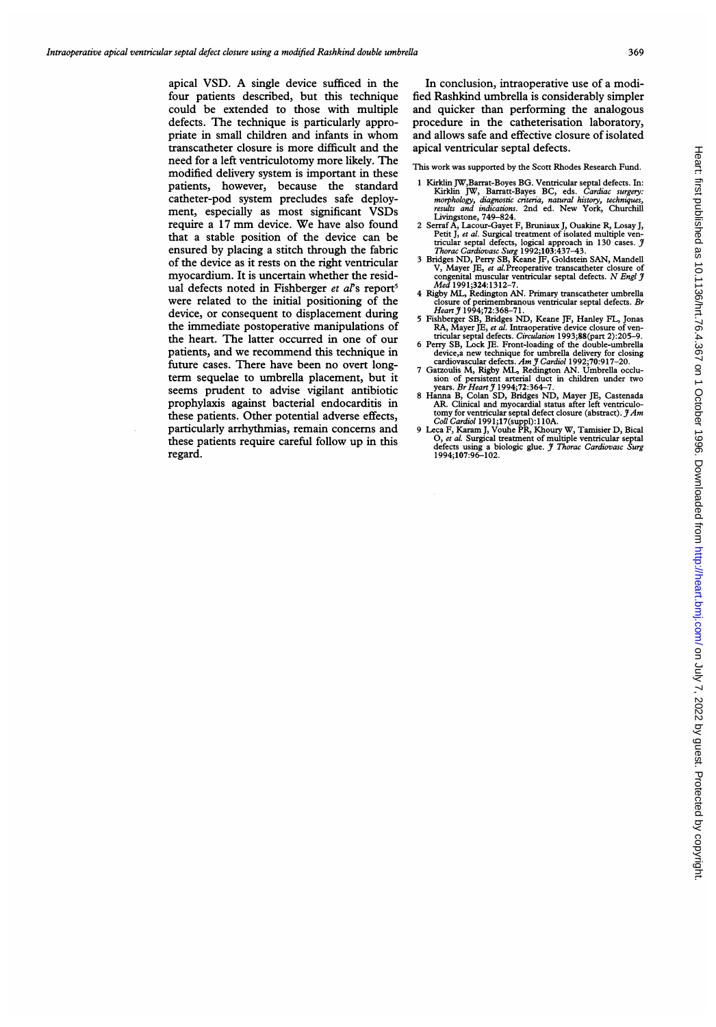apical VSD. A single device sufficed in the four patients described, but this technique could be extended to those with multiple defects. The technique is particularly appropriate in small children and infants in whom transcatheter closure is more difficult and the need for a left ventriculotomy more likely. The modified delivery system is important in these patients, however, because the standard catheter-pod system precludes safe deployment, especially as most significant VSDs require a 17 mm device. We have also found that a stable position of the device can be ensured by placing a stitch through the fabric of the device as it rests on the right ventricular myocardium. It is uncertain whether the residual defects noted in Fishberger *et al*'s report[5] were related to the initial positioning of the device, or consequent to displacement during the immediate postoperative manipulations of the heart. The latter occurred in one of our patients, and we recommend this technique in future cases. There have been no overt long-term sequelae to umbrella placement, but it seems prudent to advise vigilant antibiotic prophylaxis against bacterial endocarditis in these patients. Other potential adverse effects, particularly arrhythmias, remain concerns and these patients require careful follow up in this regard.

In conclusion, intraoperative use of a modified Rashkind umbrella is considerably simpler and quicker than performing the analogous procedure in the catheterisation laboratory, and allows safe and effective closure of isolated apical ventricular septal defects.

This work was supported by the Scott Rhodes Research Fund.

1. Kirklin JW, Barrat-Boyes BG. Ventricular septal defects. In: Kirklin JW, Barratt-Bayes BC, eds. *Cardiac surgery: morphology, diagnostic criteria, natural history, techniques, results and indications*. 2nd ed. New York, Churchill Livingstone, 749–824.
2. Serraf A, Lacour-Gayet F, Bruniaux J, Ouakine R, Losay J, Petit J, *et al*. Surgical treatment of isolated multiple ventricular septal defects, logical approach in 130 cases. *J Thorac Cardiovasc Surg* 1992;**103**:437–43.
3. Bridges ND, Perry SB, Keane JF, Goldstein SAN, Mandell V, Mayer JE, *et al*. Preoperative transcatheter closure of congenital muscular ventricular septal defects. *N Engl J Med* 1991;**324**:1312–7.
4. Rigby ML, Redington AN. Primary transcatheter umbrella closure of perimembranous ventricular septal defects. *Br Heart J* 1994;**72**:368–71.
5. Fishberger SB, Bridges ND, Keane JF, Hanley FL, Jonas RA, Mayer JE, *et al*. Intraoperative device closure of ventricular septal defects. *Circulation* 1993;**88**(part 2):205–9.
6. Perry SB, Lock JE. Front-loading of the double-umbrella device, a new technique for umbrella delivery for closing cardiovascular defects. *Am J Cardiol* 1992;**70**:917–20.
7. Gatzoulis M, Rigby ML, Redington AN. Umbrella occlusion of persistent arterial duct in children under two years. *Br Heart J* 1994;**72**:364–7.
8. Hanna B, Colan SD, Bridges ND, Mayer JE, Castenada AR. Clinical and myocardial status after left ventriculotomy for ventricular septal defect closure (abstract). *J Am Coll Cardiol* 1991;**17**(suppl):110A.
9. Leca F, Karam J, Vouhe PR, Khoury W, Tamisier D, Bical O, *et al*. Surgical treatment of multiple ventricular septal defects using a biologic glue. *J Thorac Cardiovasc Surg* 1994;**107**:96–102.